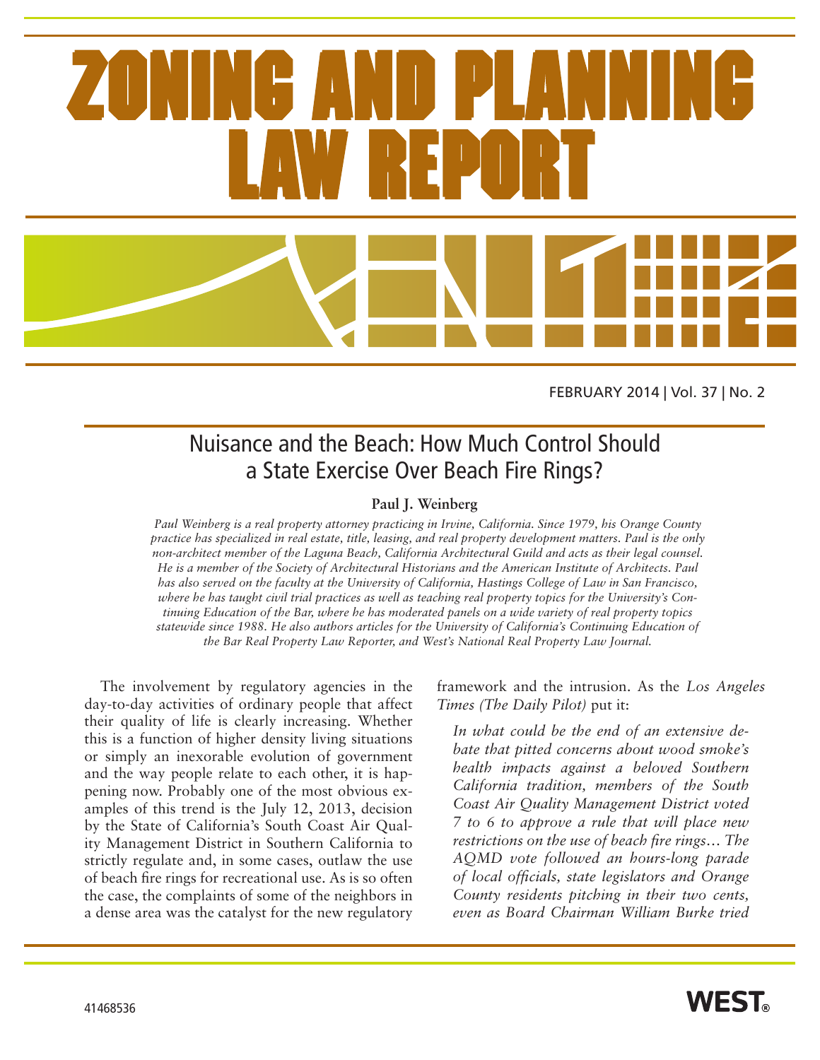# ZONING AND PLANNING LAW REPORT

FEBRUARY 2014 | Vol. 37 | No. 2

## Nuisance and the Beach: How Much Control Should a State Exercise Over Beach Fire Rings?

**Paul J. Weinberg**

*Paul Weinberg is a real property attorney practicing in Irvine, California. Since 1979, his Orange County practice has specialized in real estate, title, leasing, and real property development matters. Paul is the only non-architect member of the Laguna Beach, California Architectural Guild and acts as their legal counsel. He is a member of the Society of Architectural Historians and the American Institute of Architects. Paul has also served on the faculty at the University of California, Hastings College of Law in San Francisco, where he has taught civil trial practices as well as teaching real property topics for the University's Continuing Education of the Bar, where he has moderated panels on a wide variety of real property topics statewide since 1988. He also authors articles for the University of California's Continuing Education of the Bar Real Property Law Reporter, and West's National Real Property Law Journal.*

The involvement by regulatory agencies in the day-to-day activities of ordinary people that affect their quality of life is clearly increasing. Whether this is a function of higher density living situations or simply an inexorable evolution of government and the way people relate to each other, it is happening now. Probably one of the most obvious examples of this trend is the July 12, 2013, decision by the State of California's South Coast Air Quality Management District in Southern California to strictly regulate and, in some cases, outlaw the use of beach fire rings for recreational use. As is so often the case, the complaints of some of the neighbors in a dense area was the catalyst for the new regulatory framework and the intrusion. As the *Los Angeles Times (The Daily Pilot)* put it:

> *In what could be the end of an extensive debate that pitted concerns about wood smoke's health impacts against a beloved Southern California tradition, members of the South Coast Air Quality Management District voted 7 to 6 to approve a rule that will place new restrictions on the use of beach fire rings… The AQMD vote followed an hours-long parade of local officials, state legislators and Orange County residents pitching in their two cents, even as Board Chairman William Burke tried*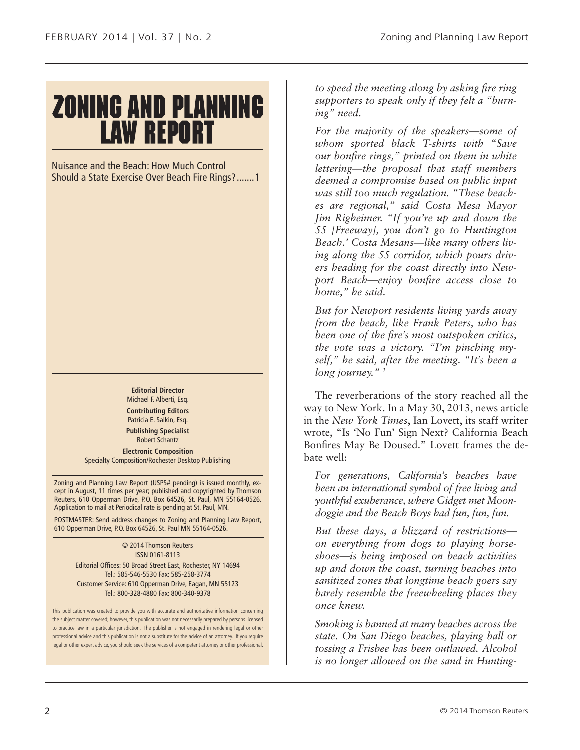# ZONING AND PLANNING LAW REPORT

Nuisance and the Beach: How Much Control Should a State Exercise Over Beach Fire Rings?.......1

**Editorial Director**
Michael F. Alberti, Esq.

**Contributing Editors**
Patricia E. Salkin, Esq.

**Publishing Specialist**
Robert Schantz

**Electronic Composition**
Specialty Composition/Rochester Desktop Publishing

Zoning and Planning Law Report (USPS# pending) is issued monthly, except in August, 11 times per year; published and copyrighted by Thomson Reuters, 610 Opperman Drive, P.O. Box 64526, St. Paul, MN 55164-0526. Application to mail at Periodical rate is pending at St. Paul, MN.

POSTMASTER: Send address changes to Zoning and Planning Law Report, 610 Opperman Drive, P.O. Box 64526, St. Paul MN 55164-0526.

© 2014 Thomson Reuters
ISSN 0161-8113
Editorial Offices: 50 Broad Street East, Rochester, NY 14694
Tel.: 585-546-5530 Fax: 585-258-3774
Customer Service: 610 Opperman Drive, Eagan, MN 55123
Tel.: 800-328-4880 Fax: 800-340-9378

This publication was created to provide you with accurate and authoritative information concerning the subject matter covered; however, this publication was not necessarily prepared by persons licensed to practice law in a particular jurisdiction. The publisher is not engaged in rendering legal or other professional advice and this publication is not a substitute for the advice of an attorney. If you require legal or other expert advice, you should seek the services of a competent attorney or other professional.

> *to speed the meeting along by asking fire ring supporters to speak only if they felt a "burning" need.*
>
> *For the majority of the speakers—some of whom sported black T-shirts with "Save our bonfire rings," printed on them in white lettering—the proposal that staff members deemed a compromise based on public input was still too much regulation. "These beaches are regional," said Costa Mesa Mayor Jim Righeimer. "If you're up and down the 55 [Freeway], you don't go to Huntington Beach.' Costa Mesans—like many others living along the 55 corridor, which pours drivers heading for the coast directly into Newport Beach—enjoy bonfire access close to home," he said.*
>
> *But for Newport residents living yards away from the beach, like Frank Peters, who has been one of the fire's most outspoken critics, the vote was a victory. "I'm pinching myself," he said, after the meeting. "It's been a long journey."* [1]

The reverberations of the story reached all the way to New York. In a May 30, 2013, news article in the *New York Times*, Ian Lovett, its staff writer wrote, "Is 'No Fun' Sign Next? California Beach Bonfires May Be Doused." Lovett frames the debate well:

> *For generations, California's beaches have been an international symbol of free living and youthful exuberance, where Gidget met Moondoggie and the Beach Boys had fun, fun, fun.*
>
> *But these days, a blizzard of restrictions—on everything from dogs to playing horseshoes—is being imposed on beach activities up and down the coast, turning beaches into sanitized zones that longtime beach goers say barely resemble the freewheeling places they once knew.*
>
> *Smoking is banned at many beaches across the state. On San Diego beaches, playing ball or tossing a Frisbee has been outlawed. Alcohol is no longer allowed on the sand in Hunting-*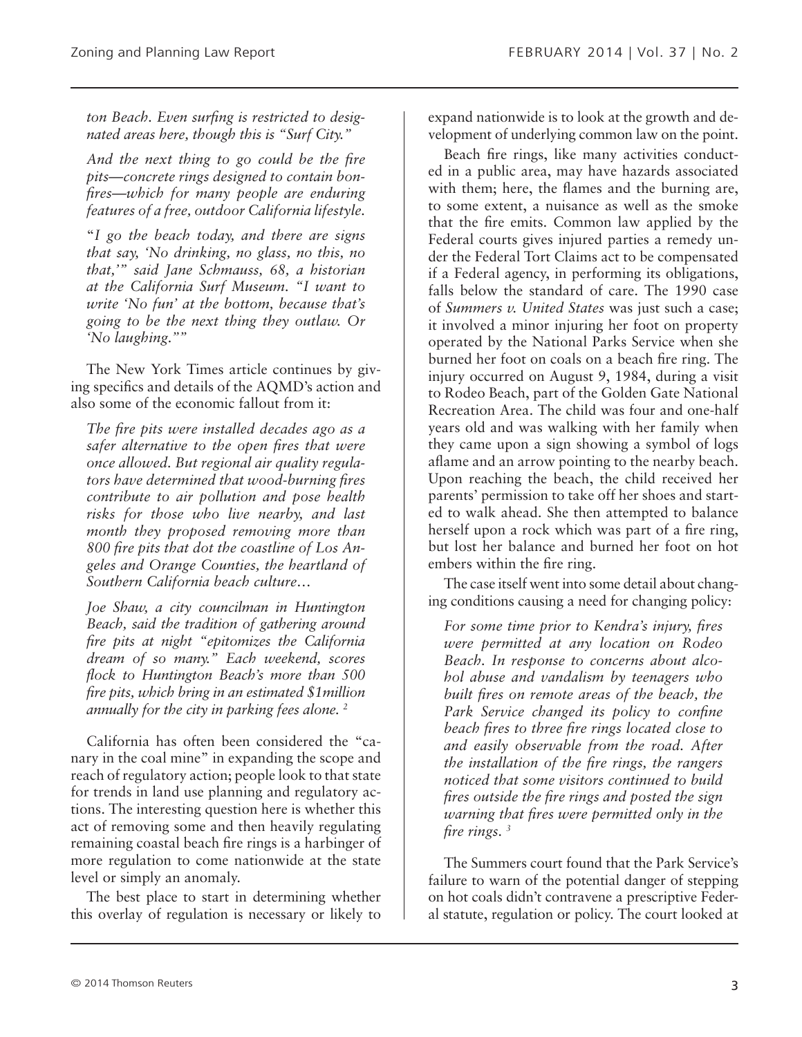*ton Beach. Even surfing is restricted to designated areas here, though this is "Surf City."*

*And the next thing to go could be the fire pits—concrete rings designed to contain bonfires—which for many people are enduring features of a free, outdoor California lifestyle.*

*"I go the beach today, and there are signs that say, 'No drinking, no glass, no this, no that,'" said Jane Schmauss, 68, a historian at the California Surf Museum. "I want to write 'No fun' at the bottom, because that's going to be the next thing they outlaw. Or 'No laughing.""*

The New York Times article continues by giving specifics and details of the AQMD's action and also some of the economic fallout from it:

*The fire pits were installed decades ago as a safer alternative to the open fires that were once allowed. But regional air quality regulators have determined that wood-burning fires contribute to air pollution and pose health risks for those who live nearby, and last month they proposed removing more than 800 fire pits that dot the coastline of Los Angeles and Orange Counties, the heartland of Southern California beach culture…*

*Joe Shaw, a city councilman in Huntington Beach, said the tradition of gathering around fire pits at night "epitomizes the California dream of so many." Each weekend, scores flock to Huntington Beach's more than 500 fire pits, which bring in an estimated $1million annually for the city in parking fees alone.* [2]

California has often been considered the "canary in the coal mine" in expanding the scope and reach of regulatory action; people look to that state for trends in land use planning and regulatory actions. The interesting question here is whether this act of removing some and then heavily regulating remaining coastal beach fire rings is a harbinger of more regulation to come nationwide at the state level or simply an anomaly.

The best place to start in determining whether this overlay of regulation is necessary or likely to expand nationwide is to look at the growth and development of underlying common law on the point.

Beach fire rings, like many activities conducted in a public area, may have hazards associated with them; here, the flames and the burning are, to some extent, a nuisance as well as the smoke that the fire emits. Common law applied by the Federal courts gives injured parties a remedy under the Federal Tort Claims act to be compensated if a Federal agency, in performing its obligations, falls below the standard of care. The 1990 case of *Summers v. United States* was just such a case; it involved a minor injuring her foot on property operated by the National Parks Service when she burned her foot on coals on a beach fire ring. The injury occurred on August 9, 1984, during a visit to Rodeo Beach, part of the Golden Gate National Recreation Area. The child was four and one-half years old and was walking with her family when they came upon a sign showing a symbol of logs aflame and an arrow pointing to the nearby beach. Upon reaching the beach, the child received her parents' permission to take off her shoes and started to walk ahead. She then attempted to balance herself upon a rock which was part of a fire ring, but lost her balance and burned her foot on hot embers within the fire ring.

The case itself went into some detail about changing conditions causing a need for changing policy:

*For some time prior to Kendra's injury, fires were permitted at any location on Rodeo Beach. In response to concerns about alcohol abuse and vandalism by teenagers who built fires on remote areas of the beach, the Park Service changed its policy to confine beach fires to three fire rings located close to and easily observable from the road. After the installation of the fire rings, the rangers noticed that some visitors continued to build fires outside the fire rings and posted the sign warning that fires were permitted only in the fire rings.* [3]

The Summers court found that the Park Service's failure to warn of the potential danger of stepping on hot coals didn't contravene a prescriptive Federal statute, regulation or policy. The court looked at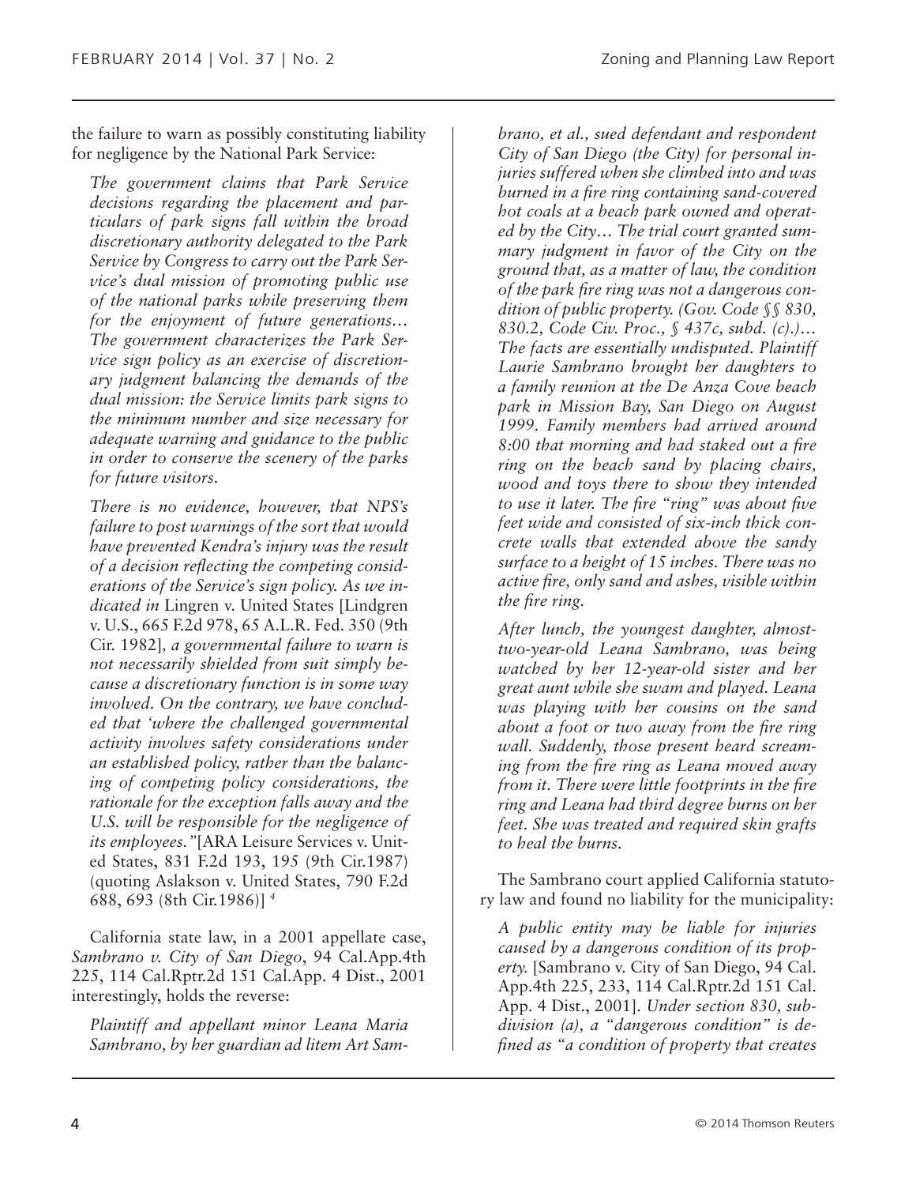the failure to warn as possibly constituting liability for negligence by the National Park Service:

> *The government claims that Park Service decisions regarding the placement and particulars of park signs fall within the broad discretionary authority delegated to the Park Service by Congress to carry out the Park Service's dual mission of promoting public use of the national parks while preserving them for the enjoyment of future generations… The government characterizes the Park Service sign policy as an exercise of discretionary judgment balancing the demands of the dual mission: the Service limits park signs to the minimum number and size necessary for adequate warning and guidance to the public in order to conserve the scenery of the parks for future visitors.*
>
> *There is no evidence, however, that NPS's failure to post warnings of the sort that would have prevented Kendra's injury was the result of a decision reflecting the competing considerations of the Service's sign policy. As we indicated in* Lingren v. United States [Lindgren v. U.S., 665 F.2d 978, 65 A.L.R. Fed. 350 (9th Cir. 1982], *a governmental failure to warn is not necessarily shielded from suit simply because a discretionary function is in some way involved. On the contrary, we have concluded that 'where the challenged governmental activity involves safety considerations under an established policy, rather than the balancing of competing policy considerations, the rationale for the exception falls away and the U.S. will be responsible for the negligence of its employees."*[ARA Leisure Services v. United States, 831 F.2d 193, 195 (9th Cir.1987) (quoting Aslakson v. United States, 790 F.2d 688, 693 (8th Cir.1986)] [4]

California state law, in a 2001 appellate case, *Sambrano v. City of San Diego*, 94 Cal.App.4th 225, 114 Cal.Rptr.2d 151 Cal.App. 4 Dist., 2001 interestingly, holds the reverse:

> *Plaintiff and appellant minor Leana Maria Sambrano, by her guardian ad litem Art Sambrano, et al., sued defendant and respondent City of San Diego (the City) for personal injuries suffered when she climbed into and was burned in a fire ring containing sand-covered hot coals at a beach park owned and operated by the City… The trial court granted summary judgment in favor of the City on the ground that, as a matter of law, the condition of the park fire ring was not a dangerous condition of public property. (Gov. Code §§ 830, 830.2, Code Civ. Proc., § 437c, subd. (c).)… The facts are essentially undisputed. Plaintiff Laurie Sambrano brought her daughters to a family reunion at the De Anza Cove beach park in Mission Bay, San Diego on August 1999. Family members had arrived around 8:00 that morning and had staked out a fire ring on the beach sand by placing chairs, wood and toys there to show they intended to use it later. The fire "ring" was about five feet wide and consisted of six-inch thick concrete walls that extended above the sandy surface to a height of 15 inches. There was no active fire, only sand and ashes, visible within the fire ring.*
>
> *After lunch, the youngest daughter, almost-two-year-old Leana Sambrano, was being watched by her 12-year-old sister and her great aunt while she swam and played. Leana was playing with her cousins on the sand about a foot or two away from the fire ring wall. Suddenly, those present heard screaming from the fire ring as Leana moved away from it. There were little footprints in the fire ring and Leana had third degree burns on her feet. She was treated and required skin grafts to heal the burns.*

The Sambrano court applied California statutory law and found no liability for the municipality:

> *A public entity may be liable for injuries caused by a dangerous condition of its property.* [Sambrano v. City of San Diego, 94 Cal. App.4th 225, 233, 114 Cal.Rptr.2d 151 Cal. App. 4 Dist., 2001]. *Under section 830, subdivision (a), a "dangerous condition" is defined as "a condition of property that creates*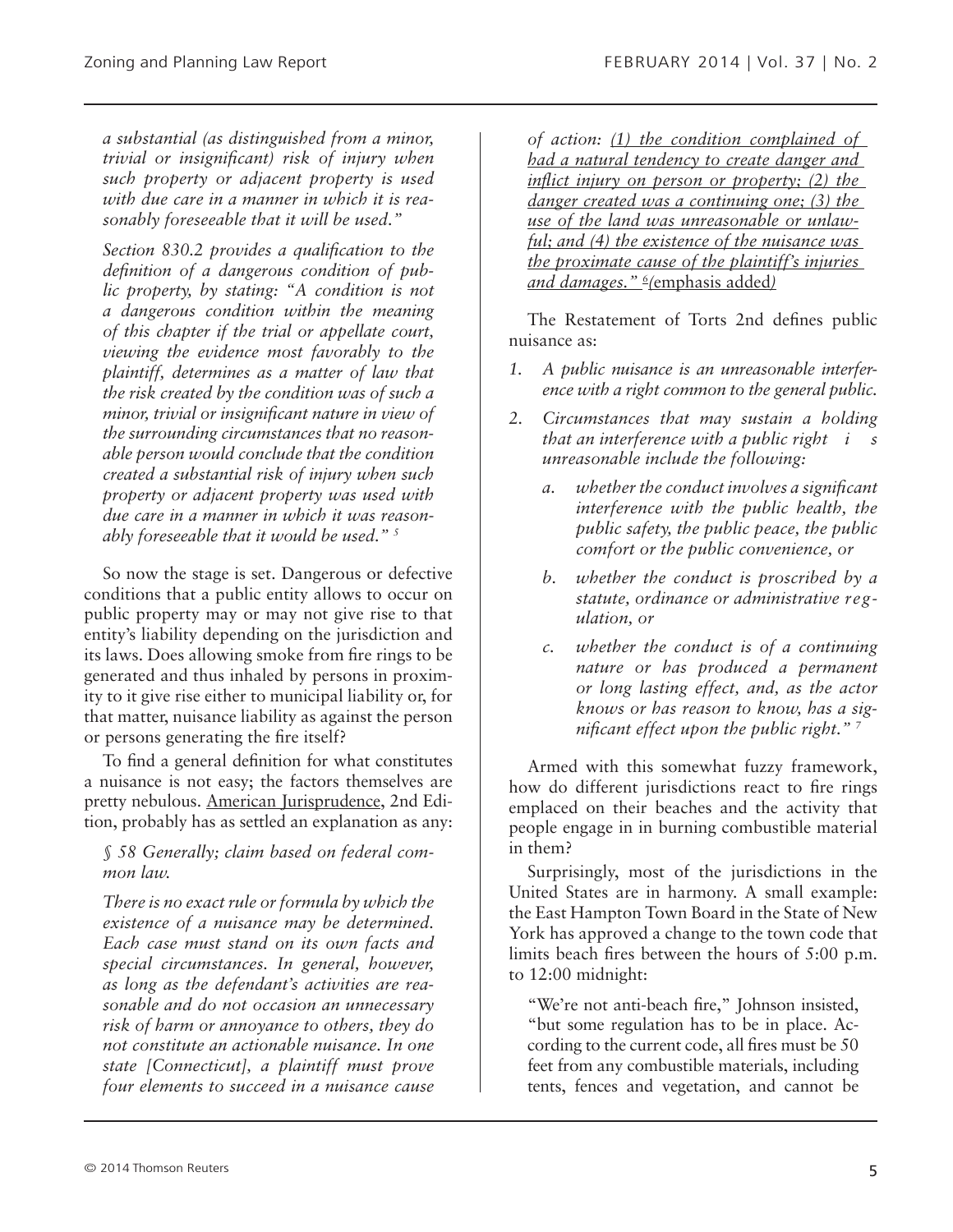*a substantial (as distinguished from a minor, trivial or insignificant) risk of injury when such property or adjacent property is used with due care in a manner in which it is reasonably foreseeable that it will be used."*

*Section 830.2 provides a qualification to the definition of a dangerous condition of public property, by stating: "A condition is not a dangerous condition within the meaning of this chapter if the trial or appellate court, viewing the evidence most favorably to the plaintiff, determines as a matter of law that the risk created by the condition was of such a minor, trivial or insignificant nature in view of the surrounding circumstances that no reasonable person would conclude that the condition created a substantial risk of injury when such property or adjacent property was used with due care in a manner in which it was reasonably foreseeable that it would be used."* [5]

So now the stage is set. Dangerous or defective conditions that a public entity allows to occur on public property may or may not give rise to that entity's liability depending on the jurisdiction and its laws. Does allowing smoke from fire rings to be generated and thus inhaled by persons in proximity to it give rise either to municipal liability or, for that matter, nuisance liability as against the person or persons generating the fire itself?

To find a general definition for what constitutes a nuisance is not easy; the factors themselves are pretty nebulous. American Jurisprudence, 2nd Edition, probably has as settled an explanation as any:

*§ 58 Generally; claim based on federal common law.*

*There is no exact rule or formula by which the existence of a nuisance may be determined. Each case must stand on its own facts and special circumstances. In general, however, as long as the defendant's activities are reasonable and do not occasion an unnecessary risk of harm or annoyance to others, they do not constitute an actionable nuisance. In one state [Connecticut], a plaintiff must prove four elements to succeed in a nuisance cause of action: (1) the condition complained of had a natural tendency to create danger and inflict injury on person or property; (2) the danger created was a continuing one; (3) the use of the land was unreasonable or unlawful; and (4) the existence of the nuisance was the proximate cause of the plaintiff's injuries and damages."* [6] (emphasis added)

The Restatement of Torts 2nd defines public nuisance as:

1. *A public nuisance is an unreasonable interference with a right common to the general public.*
2. *Circumstances that may sustain a holding that an interference with a public right is unreasonable include the following:*
   a. *whether the conduct involves a significant interference with the public health, the public safety, the public peace, the public comfort or the public convenience, or*
   b. *whether the conduct is proscribed by a statute, ordinance or administrative regulation, or*
   c. *whether the conduct is of a continuing nature or has produced a permanent or long lasting effect, and, as the actor knows or has reason to know, has a significant effect upon the public right."* [7]

Armed with this somewhat fuzzy framework, how do different jurisdictions react to fire rings emplaced on their beaches and the activity that people engage in in burning combustible material in them?

Surprisingly, most of the jurisdictions in the United States are in harmony. A small example: the East Hampton Town Board in the State of New York has approved a change to the town code that limits beach fires between the hours of 5:00 p.m. to 12:00 midnight:

"We're not anti-beach fire," Johnson insisted, "but some regulation has to be in place. According to the current code, all fires must be 50 feet from any combustible materials, including tents, fences and vegetation, and cannot be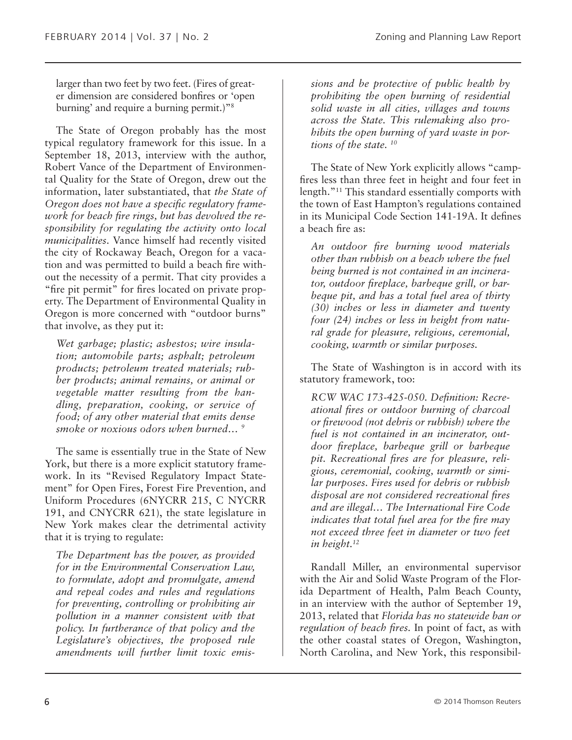larger than two feet by two feet. (Fires of greater dimension are considered bonfires or 'open burning' and require a burning permit.)"[8]

The State of Oregon probably has the most typical regulatory framework for this issue. In a September 18, 2013, interview with the author, Robert Vance of the Department of Environmental Quality for the State of Oregon, drew out the information, later substantiated, that *the State of Oregon does not have a specific regulatory framework for beach fire rings, but has devolved the responsibility for regulating the activity onto local municipalities*. Vance himself had recently visited the city of Rockaway Beach, Oregon for a vacation and was permitted to build a beach fire without the necessity of a permit. That city provides a "fire pit permit" for fires located on private property. The Department of Environmental Quality in Oregon is more concerned with "outdoor burns" that involve, as they put it:

> *Wet garbage; plastic; asbestos; wire insulation; automobile parts; asphalt; petroleum products; petroleum treated materials; rubber products; animal remains, or animal or vegetable matter resulting from the handling, preparation, cooking, or service of food; of any other material that emits dense smoke or noxious odors when burned…* [9]

The same is essentially true in the State of New York, but there is a more explicit statutory framework. In its "Revised Regulatory Impact Statement" for Open Fires, Forest Fire Prevention, and Uniform Procedures (6NYCRR 215, C NYCRR 191, and CNYCRR 621), the state legislature in New York makes clear the detrimental activity that it is trying to regulate:

> *The Department has the power, as provided for in the Environmental Conservation Law, to formulate, adopt and promulgate, amend and repeal codes and rules and regulations for preventing, controlling or prohibiting air pollution in a manner consistent with that policy. In furtherance of that policy and the Legislature's objectives, the proposed rule amendments will further limit toxic emissions and be protective of public health by prohibiting the open burning of residential solid waste in all cities, villages and towns across the State. This rulemaking also prohibits the open burning of yard waste in portions of the state.* [10]

The State of New York explicitly allows "campfires less than three feet in height and four feet in length."[11] This standard essentially comports with the town of East Hampton's regulations contained in its Municipal Code Section 141-19A. It defines a beach fire as:

> *An outdoor fire burning wood materials other than rubbish on a beach where the fuel being burned is not contained in an incinerator, outdoor fireplace, barbeque grill, or barbeque pit, and has a total fuel area of thirty (30) inches or less in diameter and twenty four (24) inches or less in height from natural grade for pleasure, religious, ceremonial, cooking, warmth or similar purposes.*

The State of Washington is in accord with its statutory framework, too:

> *RCW WAC 173-425-050. Definition: Recreational fires or outdoor burning of charcoal or firewood (not debris or rubbish) where the fuel is not contained in an incinerator, outdoor fireplace, barbeque grill or barbeque pit. Recreational fires are for pleasure, religious, ceremonial, cooking, warmth or similar purposes. Fires used for debris or rubbish disposal are not considered recreational fires and are illegal… The International Fire Code indicates that total fuel area for the fire may not exceed three feet in diameter or two feet in height.*[12]

Randall Miller, an environmental supervisor with the Air and Solid Waste Program of the Florida Department of Health, Palm Beach County, in an interview with the author of September 19, 2013, related that *Florida has no statewide ban or regulation of beach fires*. In point of fact, as with the other coastal states of Oregon, Washington, North Carolina, and New York, this responsibil-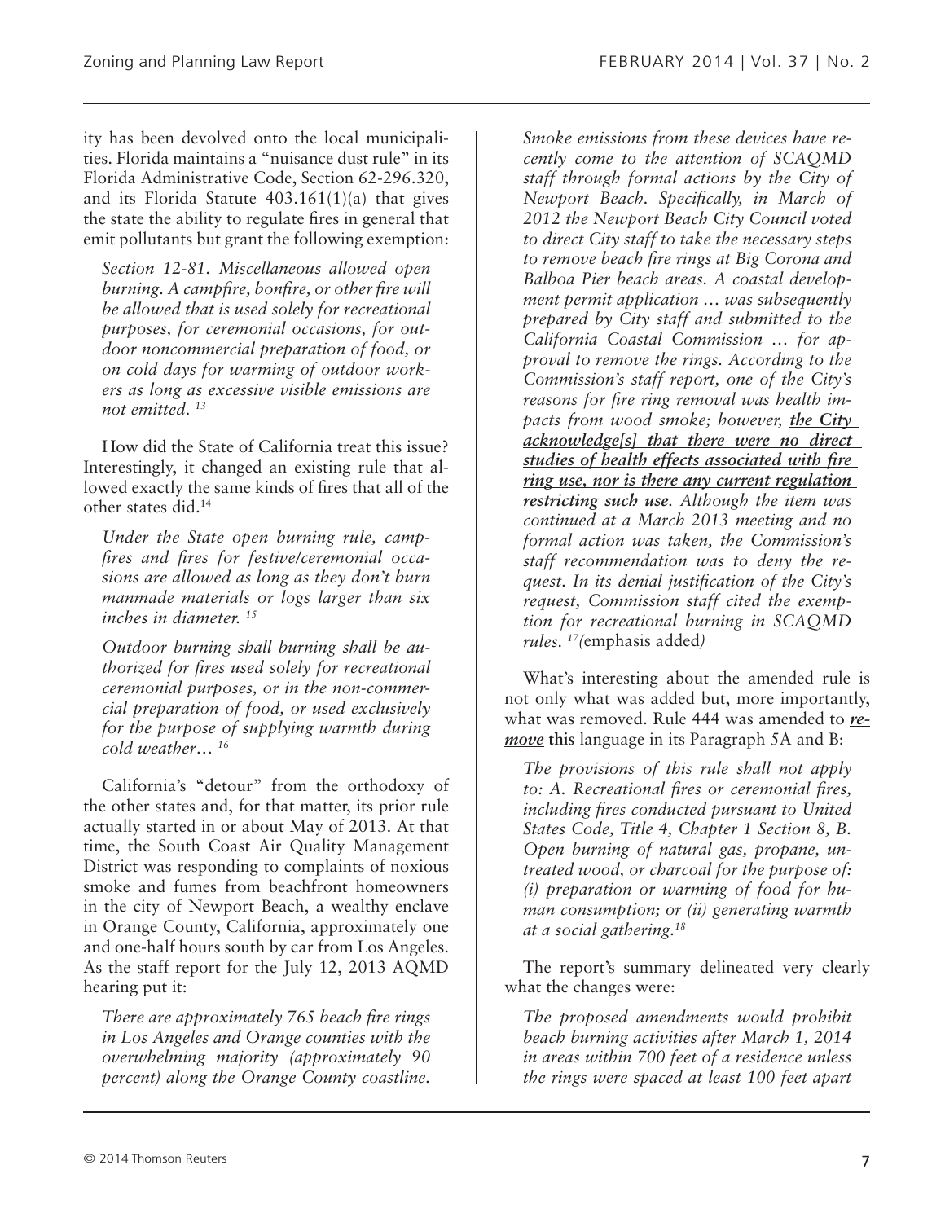ity has been devolved onto the local municipalities. Florida maintains a "nuisance dust rule" in its Florida Administrative Code, Section 62-296.320, and its Florida Statute 403.161(1)(a) that gives the state the ability to regulate fires in general that emit pollutants but grant the following exemption:

> *Section 12-81. Miscellaneous allowed open burning. A campfire, bonfire, or other fire will be allowed that is used solely for recreational purposes, for ceremonial occasions, for outdoor noncommercial preparation of food, or on cold days for warming of outdoor workers as long as excessive visible emissions are not emitted.* [13]

How did the State of California treat this issue? Interestingly, it changed an existing rule that allowed exactly the same kinds of fires that all of the other states did.[14]

> *Under the State open burning rule, campfires and fires for festive/ceremonial occasions are allowed as long as they don't burn manmade materials or logs larger than six inches in diameter.* [15]

> *Outdoor burning shall burning shall be authorized for fires used solely for recreational ceremonial purposes, or in the non-commercial preparation of food, or used exclusively for the purpose of supplying warmth during cold weather…* [16]

California's "detour" from the orthodoxy of the other states and, for that matter, its prior rule actually started in or about May of 2013. At that time, the South Coast Air Quality Management District was responding to complaints of noxious smoke and fumes from beachfront homeowners in the city of Newport Beach, a wealthy enclave in Orange County, California, approximately one and one-half hours south by car from Los Angeles. As the staff report for the July 12, 2013 AQMD hearing put it:

> *There are approximately 765 beach fire rings in Los Angeles and Orange counties with the overwhelming majority (approximately 90 percent) along the Orange County coastline. Smoke emissions from these devices have recently come to the attention of SCAQMD staff through formal actions by the City of Newport Beach. Specifically, in March of 2012 the Newport Beach City Council voted to direct City staff to take the necessary steps to remove beach fire rings at Big Corona and Balboa Pier beach areas. A coastal development permit application … was subsequently prepared by City staff and submitted to the California Coastal Commission … for approval to remove the rings. According to the Commission's staff report, one of the City's reasons for fire ring removal was health impacts from wood smoke; however, **the City acknowledge[s] that there were no direct studies of health effects associated with fire ring use, nor is there any current regulation restricting such use**. Although the item was continued at a March 2013 meeting and no formal action was taken, the Commission's staff recommendation was to deny the request. In its denial justification of the City's request, Commission staff cited the exemption for recreational burning in SCAQMD rules.* [17](emphasis added)

What's interesting about the amended rule is not only what was added but, more importantly, what was removed. Rule 444 was amended to ***remove*** **this** language in its Paragraph 5A and B:

> *The provisions of this rule shall not apply to: A. Recreational fires or ceremonial fires, including fires conducted pursuant to United States Code, Title 4, Chapter 1 Section 8, B. Open burning of natural gas, propane, untreated wood, or charcoal for the purpose of: (i) preparation or warming of food for human consumption; or (ii) generating warmth at a social gathering.*[18]

The report's summary delineated very clearly what the changes were:

> *The proposed amendments would prohibit beach burning activities after March 1, 2014 in areas within 700 feet of a residence unless the rings were spaced at least 100 feet apart*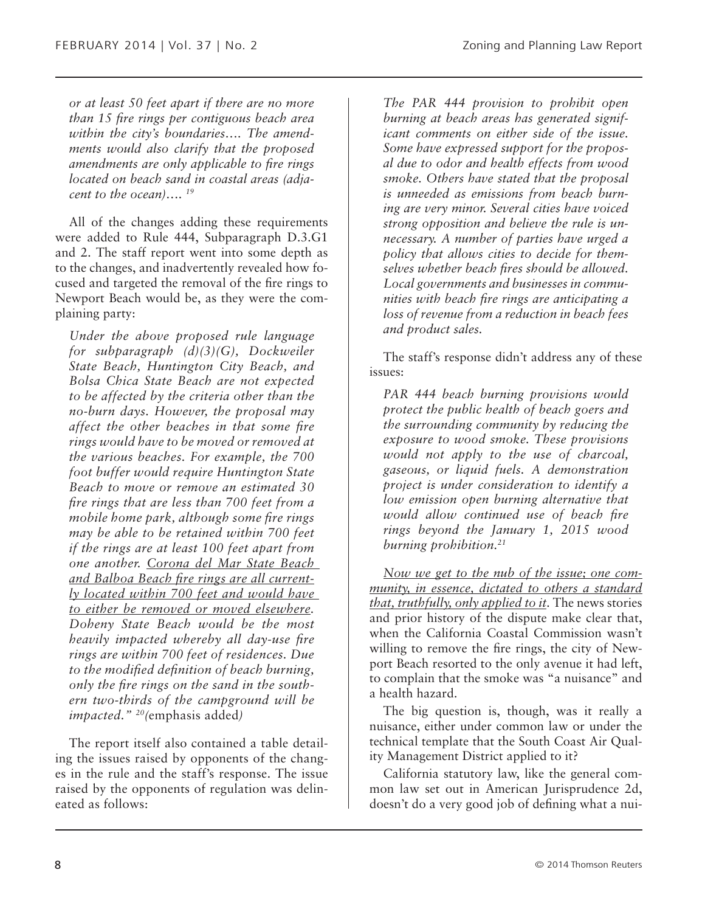*or at least 50 feet apart if there are no more than 15 fire rings per contiguous beach area within the city's boundaries.... The amendments would also clarify that the proposed amendments are only applicable to fire rings located on beach sand in coastal areas (adjacent to the ocean).... [19]*

All of the changes adding these requirements were added to Rule 444, Subparagraph D.3.G1 and 2. The staff report went into some depth as to the changes, and inadvertently revealed how focused and targeted the removal of the fire rings to Newport Beach would be, as they were the complaining party:

*Under the above proposed rule language for subparagraph (d)(3)(G), Dockweiler State Beach, Huntington City Beach, and Bolsa Chica State Beach are not expected to be affected by the criteria other than the no-burn days. However, the proposal may affect the other beaches in that some fire rings would have to be moved or removed at the various beaches. For example, the 700 foot buffer would require Huntington State Beach to move or remove an estimated 30 fire rings that are less than 700 feet from a mobile home park, although some fire rings may be able to be retained within 700 feet if the rings are at least 100 feet apart from one another. <u>Corona del Mar State Beach and Balboa Beach fire rings are all currently located within 700 feet and would have to either be removed or moved elsewhere</u>. Doheny State Beach would be the most heavily impacted whereby all day-use fire rings are within 700 feet of residences. Due to the modified definition of beach burning, only the fire rings on the sand in the southern two-thirds of the campground will be impacted." [20]*(emphasis added)

The report itself also contained a table detailing the issues raised by opponents of the changes in the rule and the staff's response. The issue raised by the opponents of regulation was delineated as follows:

*The PAR 444 provision to prohibit open burning at beach areas has generated significant comments on either side of the issue. Some have expressed support for the proposal due to odor and health effects from wood smoke. Others have stated that the proposal is unneeded as emissions from beach burning are very minor. Several cities have voiced strong opposition and believe the rule is unnecessary. A number of parties have urged a policy that allows cities to decide for themselves whether beach fires should be allowed. Local governments and businesses in communities with beach fire rings are anticipating a loss of revenue from a reduction in beach fees and product sales.*

The staff's response didn't address any of these issues:

*PAR 444 beach burning provisions would protect the public health of beach goers and the surrounding community by reducing the exposure to wood smoke. These provisions would not apply to the use of charcoal, gaseous, or liquid fuels. A demonstration project is under consideration to identify a low emission open burning alternative that would allow continued use of beach fire rings beyond the January 1, 2015 wood burning prohibition.[21]*

<u>*Now we get to the nub of the issue; one community, in essence, dictated to others a standard that, truthfully, only applied to it*</u>. The news stories and prior history of the dispute make clear that, when the California Coastal Commission wasn't willing to remove the fire rings, the city of Newport Beach resorted to the only avenue it had left, to complain that the smoke was "a nuisance" and a health hazard.

The big question is, though, was it really a nuisance, either under common law or under the technical template that the South Coast Air Quality Management District applied to it?

California statutory law, like the general common law set out in American Jurisprudence 2d, doesn't do a very good job of defining what a nui-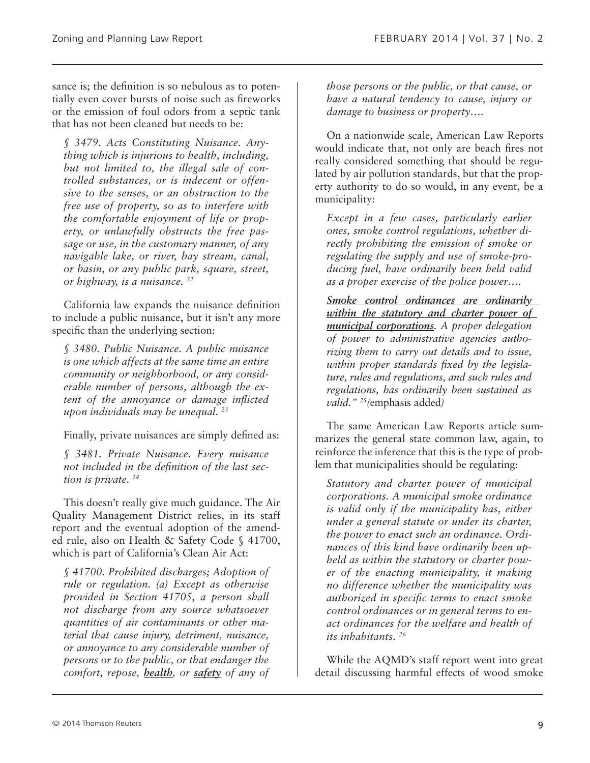sance is; the definition is so nebulous as to potentially even cover bursts of noise such as fireworks or the emission of foul odors from a septic tank that has not been cleaned but needs to be:

> *§ 3479. Acts Constituting Nuisance. Anything which is injurious to health, including, but not limited to, the illegal sale of controlled substances, or is indecent or offensive to the senses, or an obstruction to the free use of property, so as to interfere with the comfortable enjoyment of life or property, or unlawfully obstructs the free passage or use, in the customary manner, of any navigable lake, or river, bay stream, canal, or basin, or any public park, square, street, or highway, is a nuisance.* [22]

California law expands the nuisance definition to include a public nuisance, but it isn't any more specific than the underlying section:

> *§ 3480. Public Nuisance. A public nuisance is one which affects at the same time an entire community or neighborhood, or any considerable number of persons, although the extent of the annoyance or damage inflicted upon individuals may be unequal.* [23]

Finally, private nuisances are simply defined as:

> *§ 3481. Private Nuisance. Every nuisance not included in the definition of the last section is private.* [24]

This doesn't really give much guidance. The Air Quality Management District relies, in its staff report and the eventual adoption of the amended rule, also on Health & Safety Code § 41700, which is part of California's Clean Air Act:

> *§ 41700. Prohibited discharges; Adoption of rule or regulation. (a) Except as otherwise provided in Section 41705, a person shall not discharge from any source whatsoever quantities of air contaminants or other material that cause injury, detriment, nuisance, or annoyance to any considerable number of persons or to the public, or that endanger the comfort, repose, **health**, or **safety** of any of those persons or the public, or that cause, or have a natural tendency to cause, injury or damage to business or property….*

On a nationwide scale, American Law Reports would indicate that, not only are beach fires not really considered something that should be regulated by air pollution standards, but that the property authority to do so would, in any event, be a municipality:

> *Except in a few cases, particularly earlier ones, smoke control regulations, whether directly prohibiting the emission of smoke or regulating the supply and use of smoke-producing fuel, have ordinarily been held valid as a proper exercise of the police power….*
>
> ***Smoke control ordinances are ordinarily within the statutory and charter power of municipal corporations****. A proper delegation of power to administrative agencies authorizing them to carry out details and to issue, within proper standards fixed by the legislature, rules and regulations, and such rules and regulations, has ordinarily been sustained as valid."* [25] (emphasis added)

The same American Law Reports article summarizes the general state common law, again, to reinforce the inference that this is the type of problem that municipalities should be regulating:

> *Statutory and charter power of municipal corporations. A municipal smoke ordinance is valid only if the municipality has, either under a general statute or under its charter, the power to enact such an ordinance. Ordinances of this kind have ordinarily been upheld as within the statutory or charter power of the enacting municipality, it making no difference whether the municipality was authorized in specific terms to enact smoke control ordinances or in general terms to enact ordinances for the welfare and health of its inhabitants.* [26]

While the AQMD's staff report went into great detail discussing harmful effects of wood smoke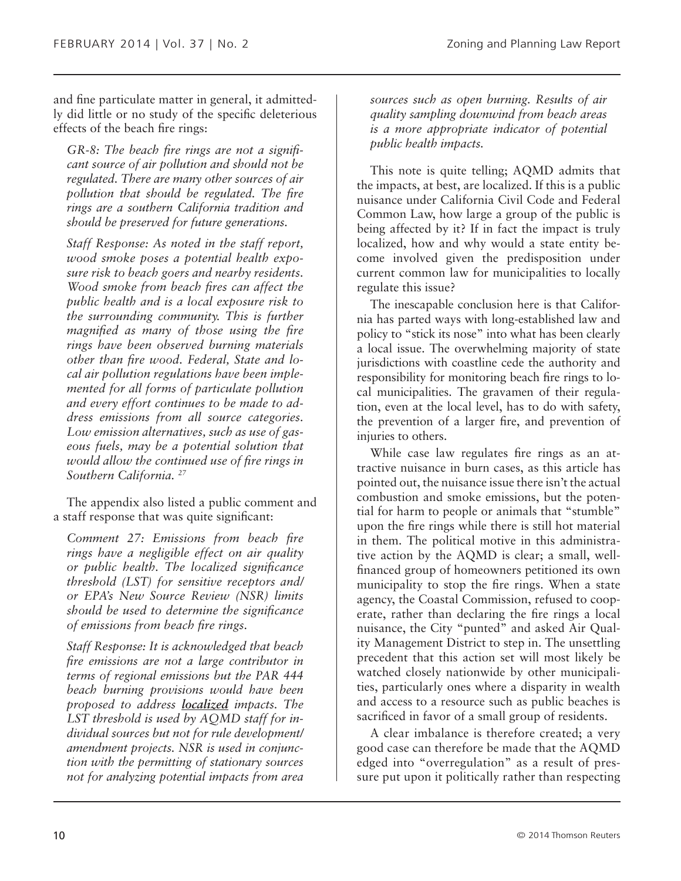and fine particulate matter in general, it admittedly did little or no study of the specific deleterious effects of the beach fire rings:

> *GR-8: The beach fire rings are not a significant source of air pollution and should not be regulated. There are many other sources of air pollution that should be regulated. The fire rings are a southern California tradition and should be preserved for future generations.*
>
> *Staff Response: As noted in the staff report, wood smoke poses a potential health exposure risk to beach goers and nearby residents. Wood smoke from beach fires can affect the public health and is a local exposure risk to the surrounding community. This is further magnified as many of those using the fire rings have been observed burning materials other than fire wood. Federal, State and local air pollution regulations have been implemented for all forms of particulate pollution and every effort continues to be made to address emissions from all source categories. Low emission alternatives, such as use of gaseous fuels, may be a potential solution that would allow the continued use of fire rings in Southern California.* [27]

The appendix also listed a public comment and a staff response that was quite significant:

> *Comment 27: Emissions from beach fire rings have a negligible effect on air quality or public health. The localized significance threshold (LST) for sensitive receptors and/or EPA's New Source Review (NSR) limits should be used to determine the significance of emissions from beach fire rings.*
>
> *Staff Response: It is acknowledged that beach fire emissions are not a large contributor in terms of regional emissions but the PAR 444 beach burning provisions would have been proposed to address **localized** impacts. The LST threshold is used by AQMD staff for individual sources but not for rule development/amendment projects. NSR is used in conjunction with the permitting of stationary sources not for analyzing potential impacts from area sources such as open burning. Results of air quality sampling downwind from beach areas is a more appropriate indicator of potential public health impacts.*

This note is quite telling; AQMD admits that the impacts, at best, are localized. If this is a public nuisance under California Civil Code and Federal Common Law, how large a group of the public is being affected by it? If in fact the impact is truly localized, how and why would a state entity become involved given the predisposition under current common law for municipalities to locally regulate this issue?

The inescapable conclusion here is that California has parted ways with long-established law and policy to "stick its nose" into what has been clearly a local issue. The overwhelming majority of state jurisdictions with coastline cede the authority and responsibility for monitoring beach fire rings to local municipalities. The gravamen of their regulation, even at the local level, has to do with safety, the prevention of a larger fire, and prevention of injuries to others.

While case law regulates fire rings as an attractive nuisance in burn cases, as this article has pointed out, the nuisance issue there isn't the actual combustion and smoke emissions, but the potential for harm to people or animals that "stumble" upon the fire rings while there is still hot material in them. The political motive in this administrative action by the AQMD is clear; a small, well-financed group of homeowners petitioned its own municipality to stop the fire rings. When a state agency, the Coastal Commission, refused to cooperate, rather than declaring the fire rings a local nuisance, the City "punted" and asked Air Quality Management District to step in. The unsettling precedent that this action set will most likely be watched closely nationwide by other municipalities, particularly ones where a disparity in wealth and access to a resource such as public beaches is sacrificed in favor of a small group of residents.

A clear imbalance is therefore created; a very good case can therefore be made that the AQMD edged into "overregulation" as a result of pressure put upon it politically rather than respecting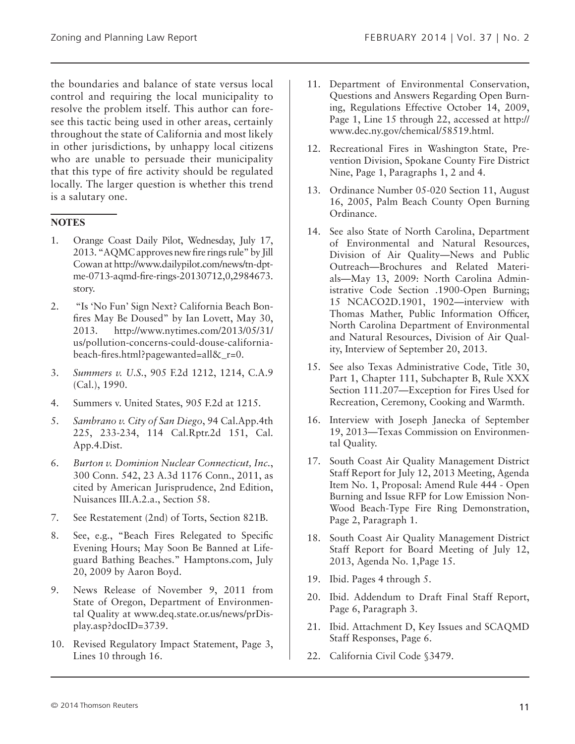the boundaries and balance of state versus local control and requiring the local municipality to resolve the problem itself. This author can foresee this tactic being used in other areas, certainly throughout the state of California and most likely in other jurisdictions, by unhappy local citizens who are unable to persuade their municipality that this type of fire activity should be regulated locally. The larger question is whether this trend is a salutary one.

**NOTES**

1. Orange Coast Daily Pilot, Wednesday, July 17, 2013. "AQMC approves new fire rings rule" by Jill Cowan at http://www.dailypilot.com/news/tn-dpt-me-0713-aqmd-fire-rings-20130712,0,2984673.story.
2. "Is 'No Fun' Sign Next? California Beach Bonfires May Be Doused" by Ian Lovett, May 30, 2013. http://www.nytimes.com/2013/05/31/us/pollution-concerns-could-douse-california-beach-fires.html?pagewanted=all&_r=0.
3. *Summers v. U.S.*, 905 F.2d 1212, 1214, C.A.9 (Cal.), 1990.
4. Summers v. United States, 905 F.2d at 1215.
5. *Sambrano v. City of San Diego*, 94 Cal.App.4th 225, 233-234, 114 Cal.Rptr.2d 151, Cal. App.4.Dist.
6. *Burton v. Dominion Nuclear Connecticut, Inc.*, 300 Conn. 542, 23 A.3d 1176 Conn., 2011, as cited by American Jurisprudence, 2nd Edition, Nuisances III.A.2.a., Section 58.
7. See Restatement (2nd) of Torts, Section 821B.
8. See, e.g., "Beach Fires Relegated to Specific Evening Hours; May Soon Be Banned at Lifeguard Bathing Beaches." Hamptons.com, July 20, 2009 by Aaron Boyd.
9. News Release of November 9, 2011 from State of Oregon, Department of Environmental Quality at www.deq.state.or.us/news/prDisplay.asp?docID=3739.
10. Revised Regulatory Impact Statement, Page 3, Lines 10 through 16.
11. Department of Environmental Conservation, Questions and Answers Regarding Open Burning, Regulations Effective October 14, 2009, Page 1, Line 15 through 22, accessed at http://www.dec.ny.gov/chemical/58519.html.
12. Recreational Fires in Washington State, Prevention Division, Spokane County Fire District Nine, Page 1, Paragraphs 1, 2 and 4.
13. Ordinance Number 05-020 Section 11, August 16, 2005, Palm Beach County Open Burning Ordinance.
14. See also State of North Carolina, Department of Environmental and Natural Resources, Division of Air Quality—News and Public Outreach—Brochures and Related Materials—May 13, 2009: North Carolina Administrative Code Section .1900-Open Burning; 15 NCACO2D.1901, 1902—interview with Thomas Mather, Public Information Officer, North Carolina Department of Environmental and Natural Resources, Division of Air Quality, Interview of September 20, 2013.
15. See also Texas Administrative Code, Title 30, Part 1, Chapter 111, Subchapter B, Rule XXX Section 111.207—Exception for Fires Used for Recreation, Ceremony, Cooking and Warmth.
16. Interview with Joseph Janecka of September 19, 2013—Texas Commission on Environmental Quality.
17. South Coast Air Quality Management District Staff Report for July 12, 2013 Meeting, Agenda Item No. 1, Proposal: Amend Rule 444 - Open Burning and Issue RFP for Low Emission Non-Wood Beach-Type Fire Ring Demonstration, Page 2, Paragraph 1.
18. South Coast Air Quality Management District Staff Report for Board Meeting of July 12, 2013, Agenda No. 1,Page 15.
19. Ibid. Pages 4 through 5.
20. Ibid. Addendum to Draft Final Staff Report, Page 6, Paragraph 3.
21. Ibid. Attachment D, Key Issues and SCAQMD Staff Responses, Page 6.
22. California Civil Code §3479.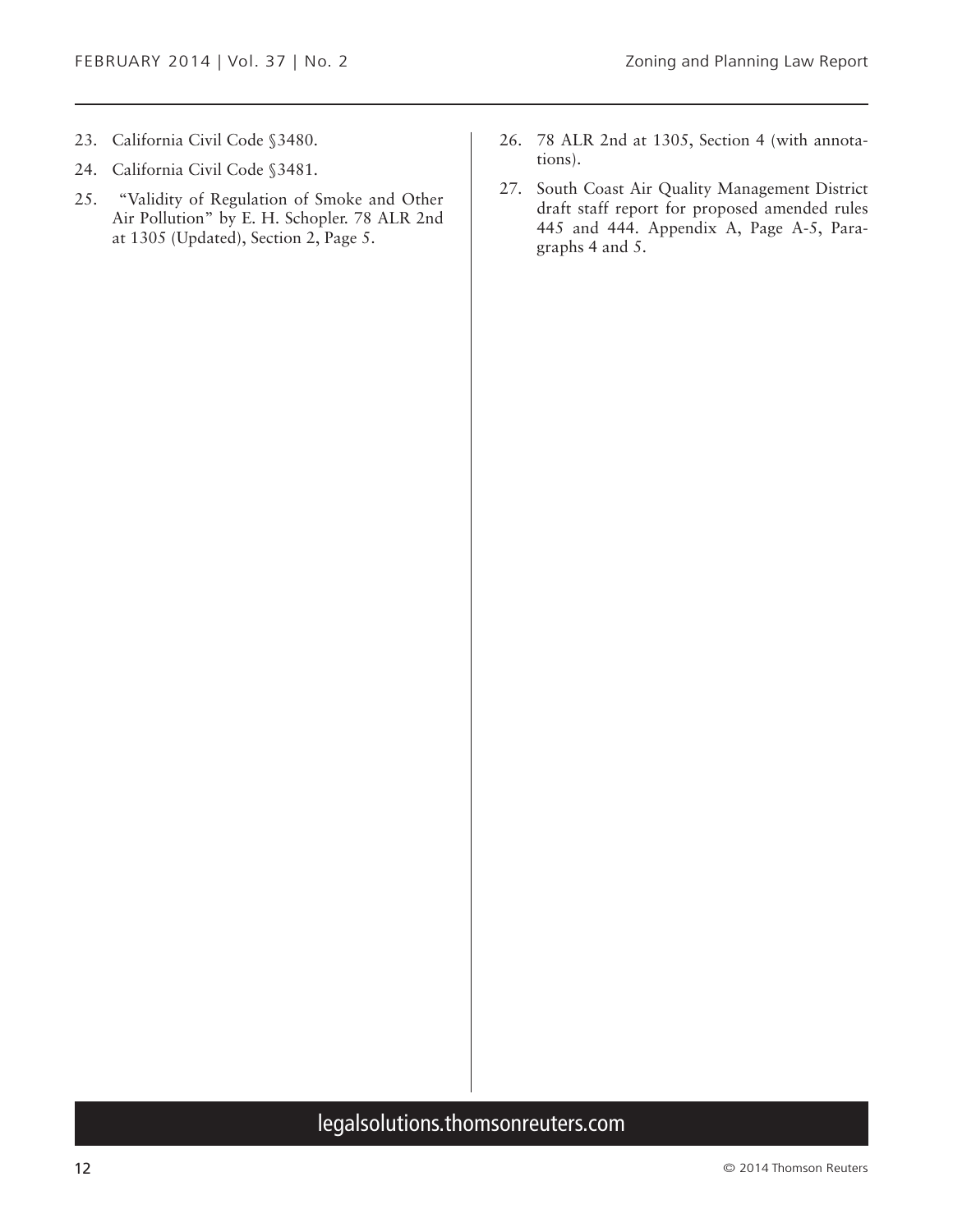23. California Civil Code §3480.
24. California Civil Code §3481.
25. "Validity of Regulation of Smoke and Other Air Pollution" by E. H. Schopler. 78 ALR 2nd at 1305 (Updated), Section 2, Page 5.
26. 78 ALR 2nd at 1305, Section 4 (with annotations).
27. South Coast Air Quality Management District draft staff report for proposed amended rules 445 and 444. Appendix A, Page A-5, Paragraphs 4 and 5.